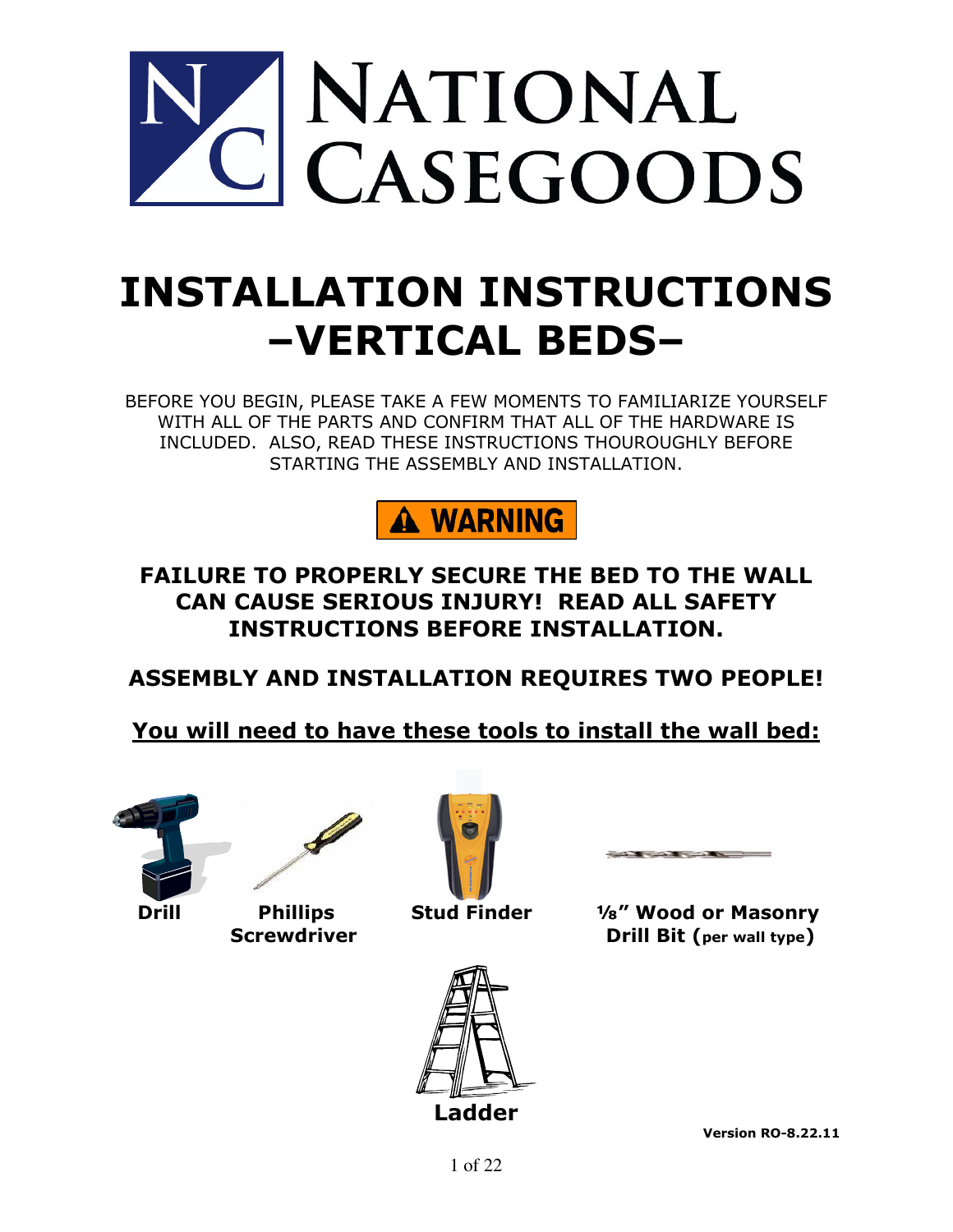# NATIONAL CASEGOODS

# INSTALLATION INSTRUCTIONS –VERTICAL BEDS–

BEFORE YOU BEGIN, PLEASE TAKE A FEW MOMENTS TO FAMILIARIZE YOURSELF WITH ALL OF THE PARTS AND CONFIRM THAT ALL OF THE HARDWARE IS INCLUDED. ALSO, READ THESE INSTRUCTIONS THOUROUGHLY BEFORE STARTING THE ASSEMBLY AND INSTALLATION.

**⚠ WARNING**

### FAILURE TO PROPERLY SECURE THE BED TO THE WALL CAN CAUSE SERIOUS INJURY! READ ALL SAFETY INSTRUCTIONS BEFORE INSTALLATION.

### ASSEMBLY AND INSTALLATION REQUIRES TWO PEOPLE!

### <u>You will need to have these tools to install the wall bed:</u>

**Drill**

**Phillips Screwdriver**

**Stud Finder**

**⅛" Wood or Masonry Drill Bit (per wall type)**

**Ladder**

**Version RO-8.22.11**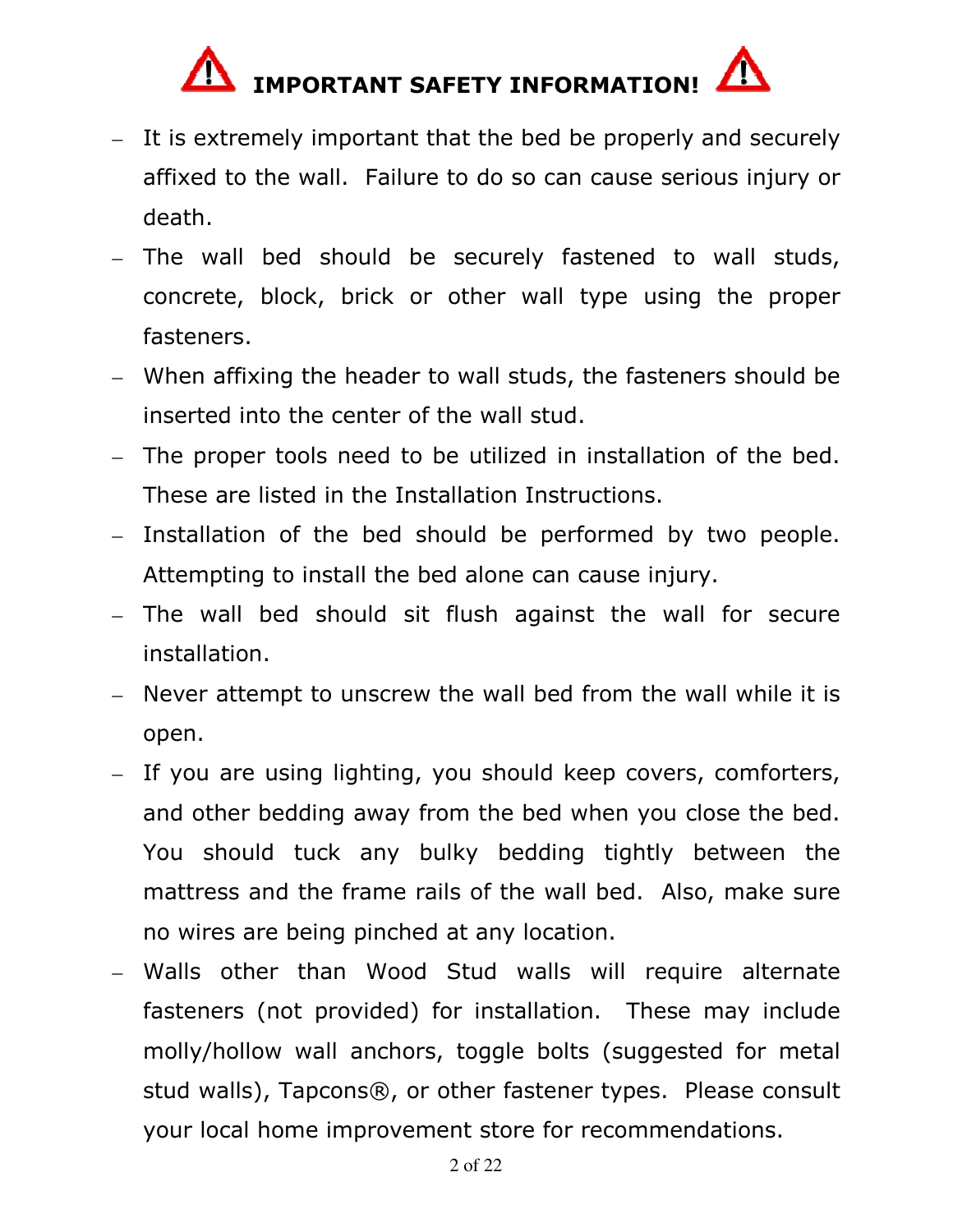# IMPORTANT SAFETY INFORMATION!

- It is extremely important that the bed be properly and securely affixed to the wall. Failure to do so can cause serious injury or death.
- The wall bed should be securely fastened to wall studs, concrete, block, brick or other wall type using the proper fasteners.
- When affixing the header to wall studs, the fasteners should be inserted into the center of the wall stud.
- The proper tools need to be utilized in installation of the bed. These are listed in the Installation Instructions.
- Installation of the bed should be performed by two people. Attempting to install the bed alone can cause injury.
- The wall bed should sit flush against the wall for secure installation.
- Never attempt to unscrew the wall bed from the wall while it is open.
- If you are using lighting, you should keep covers, comforters, and other bedding away from the bed when you close the bed. You should tuck any bulky bedding tightly between the mattress and the frame rails of the wall bed. Also, make sure no wires are being pinched at any location.
- Walls other than Wood Stud walls will require alternate fasteners (not provided) for installation. These may include molly/hollow wall anchors, toggle bolts (suggested for metal stud walls), Tapcons®, or other fastener types. Please consult your local home improvement store for recommendations.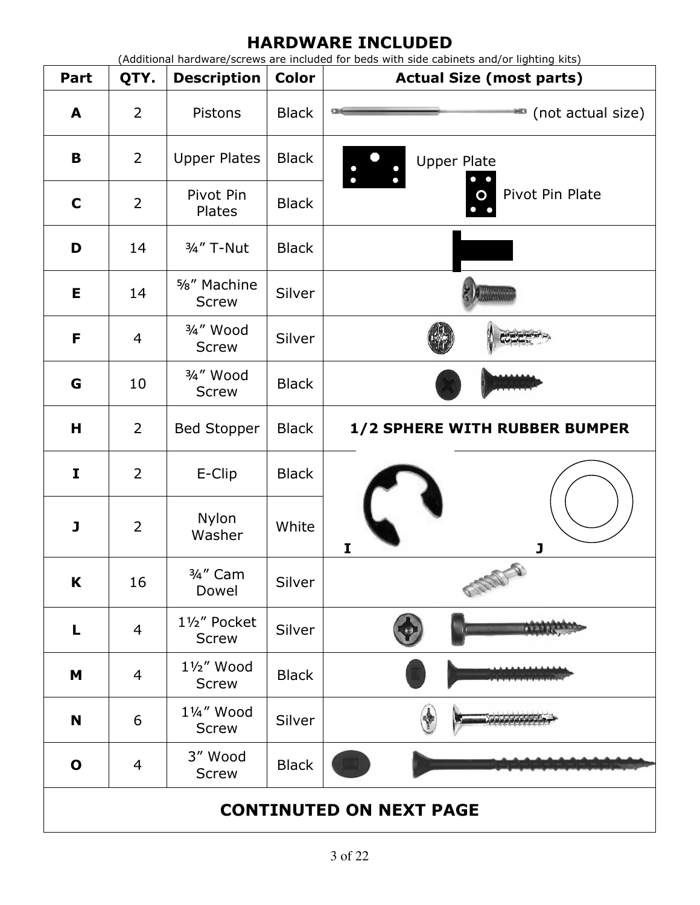## HARDWARE INCLUDED

(Additional hardware/screws are included for beds with side cabinets and/or lighting kits)

| Part | QTY. | Description | Color | Actual Size (most parts) |
|---|---|---|---|---|
| A | 2 | Pistons | Black | (not actual size) |
| B | 2 | Upper Plates | Black | Upper Plate |
| C | 2 | Pivot Pin Plates | Black | Pivot Pin Plate |
| D | 14 | ¾" T-Nut | Black | |
| E | 14 | ⅝" Machine Screw | Silver | |
| F | 4 | ¾" Wood Screw | Silver | |
| G | 10 | ¾" Wood Screw | Black | |
| H | 2 | Bed Stopper | Black | **1/2 SPHERE WITH RUBBER BUMPER** |
| I | 2 | E-Clip | Black | I |
| J | 2 | Nylon Washer | White | J |
| K | 16 | ¾" Cam Dowel | Silver | |
| L | 4 | 1½" Pocket Screw | Silver | |
| M | 4 | 1½" Wood Screw | Black | |
| N | 6 | 1¼" Wood Screw | Silver | |
| O | 4 | 3" Wood Screw | Black | |

**CONTINUED ON NEXT PAGE**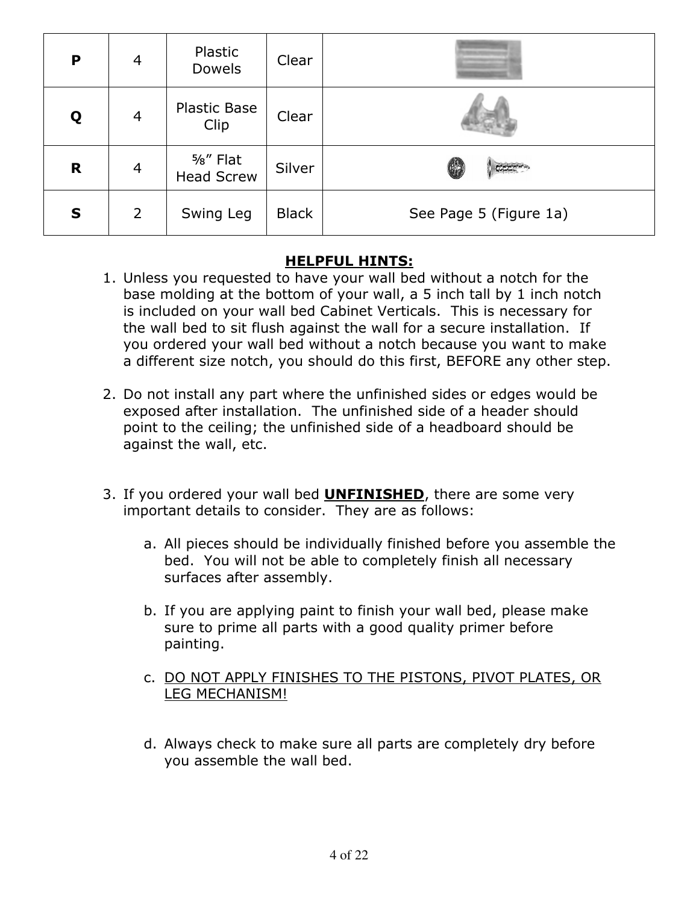| **P** | 4 | Plastic Dowels | Clear | |
|---|---|---|---|---|
| **Q** | 4 | Plastic Base Clip | Clear | |
| **R** | 4 | ⅝" Flat Head Screw | Silver | |
| **S** | 2 | Swing Leg | Black | See Page 5 (Figure 1a) |

**HELPFUL HINTS:**

1. Unless you requested to have your wall bed without a notch for the base molding at the bottom of your wall, a 5 inch tall by 1 inch notch is included on your wall bed Cabinet Verticals. This is necessary for the wall bed to sit flush against the wall for a secure installation. If you ordered your wall bed without a notch because you want to make a different size notch, you should do this first, BEFORE any other step.

2. Do not install any part where the unfinished sides or edges would be exposed after installation. The unfinished side of a header should point to the ceiling; the unfinished side of a headboard should be against the wall, etc.

3. If you ordered your wall bed **UNFINISHED**, there are some very important details to consider. They are as follows:

   a. All pieces should be individually finished before you assemble the bed. You will not be able to completely finish all necessary surfaces after assembly.

   b. If you are applying paint to finish your wall bed, please make sure to prime all parts with a good quality primer before painting.

   c. DO NOT APPLY FINISHES TO THE PISTONS, PIVOT PLATES, OR LEG MECHANISM!

   d. Always check to make sure all parts are completely dry before you assemble the wall bed.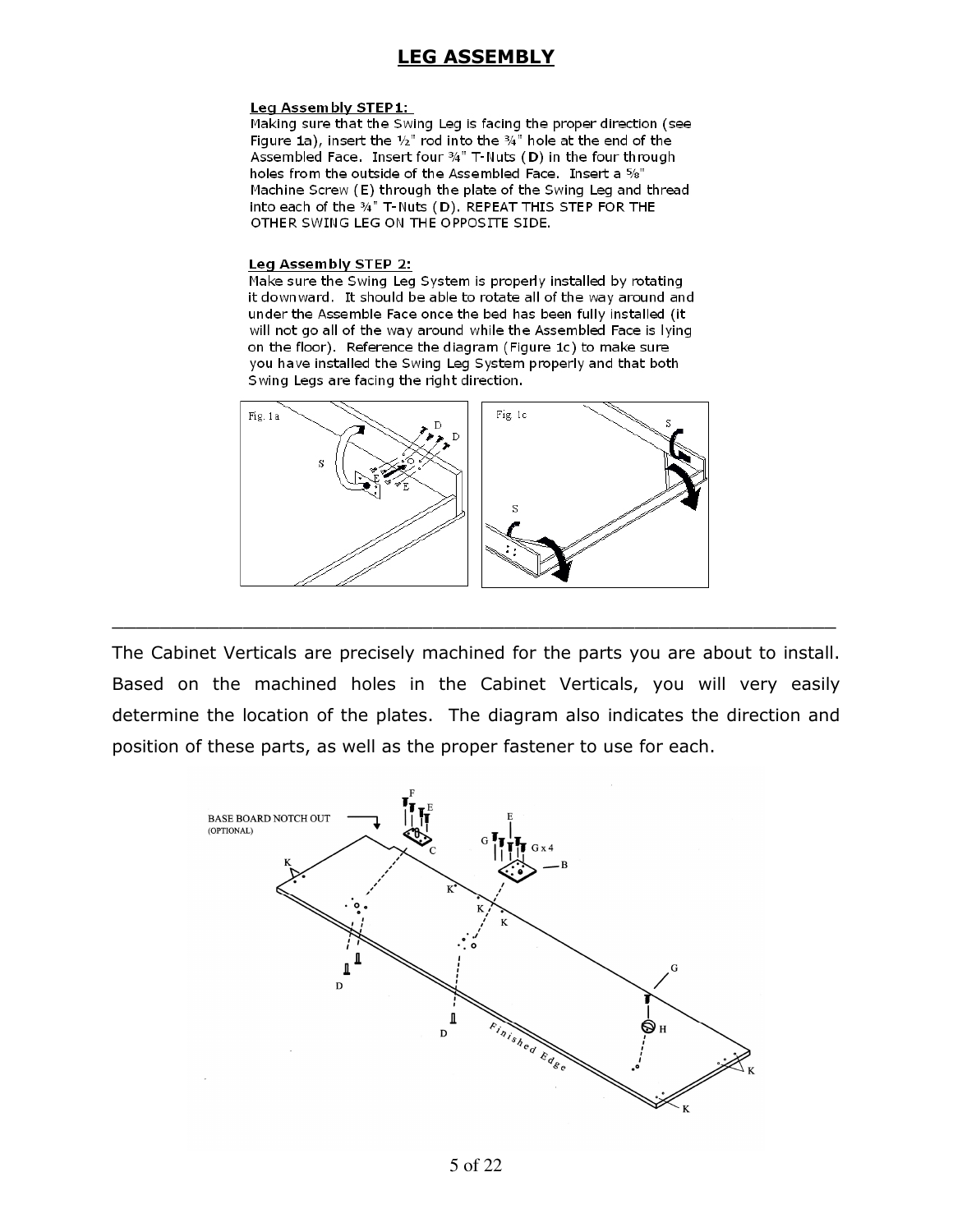# LEG ASSEMBLY

**Leg Assembly STEP1:**
Making sure that the Swing Leg is facing the proper direction (see Figure 1a), insert the ½" rod into the ¾" hole at the end of the Assembled Face. Insert four ¾" T-Nuts (**D**) in the four through holes from the outside of the Assembled Face. Insert a ⅝" Machine Screw (**E**) through the plate of the Swing Leg and thread into each of the ¾" T-Nuts (**D**). REPEAT THIS STEP FOR THE OTHER SWING LEG ON THE OPPOSITE SIDE.

**Leg Assembly STEP 2:**
Make sure the Swing Leg System is properly installed by rotating it downward. It should be able to rotate all of the way around and under the Assemble Face once the bed has been fully installed (it will not go all of the way around while the Assembled Face is lying on the floor). Reference the diagram (Figure 1c) to make sure you have installed the Swing Leg System properly and that both Swing Legs are facing the right direction.

Fig. 1a

Fig. 1c

---

The Cabinet Verticals are precisely machined for the parts you are about to install. Based on the machined holes in the Cabinet Verticals, you will very easily determine the location of the plates. The diagram also indicates the direction and position of these parts, as well as the proper fastener to use for each.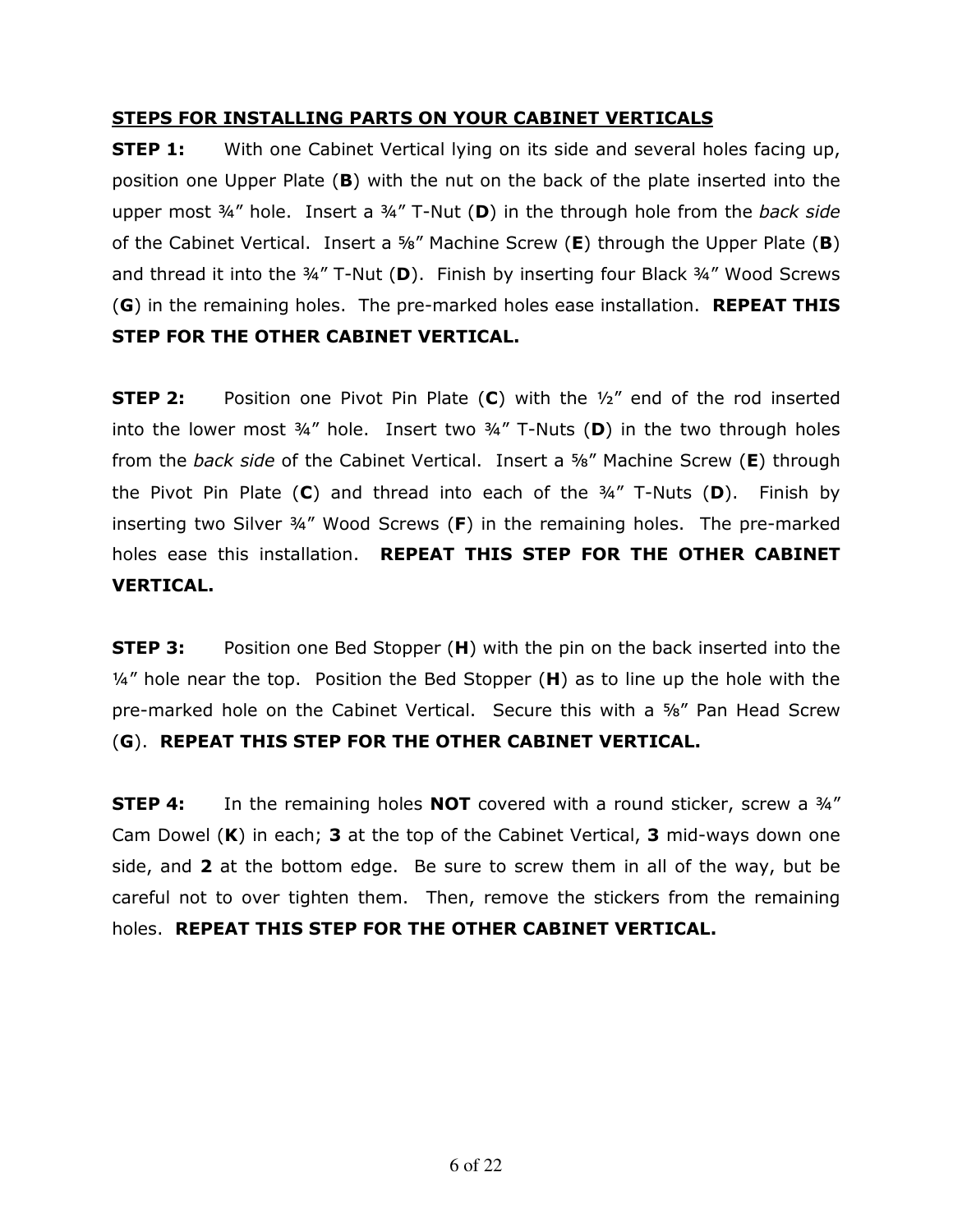## STEPS FOR INSTALLING PARTS ON YOUR CABINET VERTICALS

**STEP 1:** With one Cabinet Vertical lying on its side and several holes facing up, position one Upper Plate (**B**) with the nut on the back of the plate inserted into the upper most ¾" hole. Insert a ¾" T-Nut (**D**) in the through hole from the *back side* of the Cabinet Vertical. Insert a ⅝" Machine Screw (**E**) through the Upper Plate (**B**) and thread it into the ¾" T-Nut (**D**). Finish by inserting four Black ¾" Wood Screws (**G**) in the remaining holes. The pre-marked holes ease installation. **REPEAT THIS STEP FOR THE OTHER CABINET VERTICAL.**

**STEP 2:** Position one Pivot Pin Plate (**C**) with the ½" end of the rod inserted into the lower most ¾" hole. Insert two ¾" T-Nuts (**D**) in the two through holes from the *back side* of the Cabinet Vertical. Insert a ⅝" Machine Screw (**E**) through the Pivot Pin Plate (**C**) and thread into each of the ¾" T-Nuts (**D**). Finish by inserting two Silver ¾" Wood Screws (**F**) in the remaining holes. The pre-marked holes ease this installation. **REPEAT THIS STEP FOR THE OTHER CABINET VERTICAL.**

**STEP 3:** Position one Bed Stopper (**H**) with the pin on the back inserted into the ¼" hole near the top. Position the Bed Stopper (**H**) as to line up the hole with the pre-marked hole on the Cabinet Vertical. Secure this with a ⅝" Pan Head Screw (**G**). **REPEAT THIS STEP FOR THE OTHER CABINET VERTICAL.**

**STEP 4:** In the remaining holes **NOT** covered with a round sticker, screw a ¾" Cam Dowel (**K**) in each; **3** at the top of the Cabinet Vertical, **3** mid-ways down one side, and **2** at the bottom edge. Be sure to screw them in all of the way, but be careful not to over tighten them. Then, remove the stickers from the remaining holes. **REPEAT THIS STEP FOR THE OTHER CABINET VERTICAL.**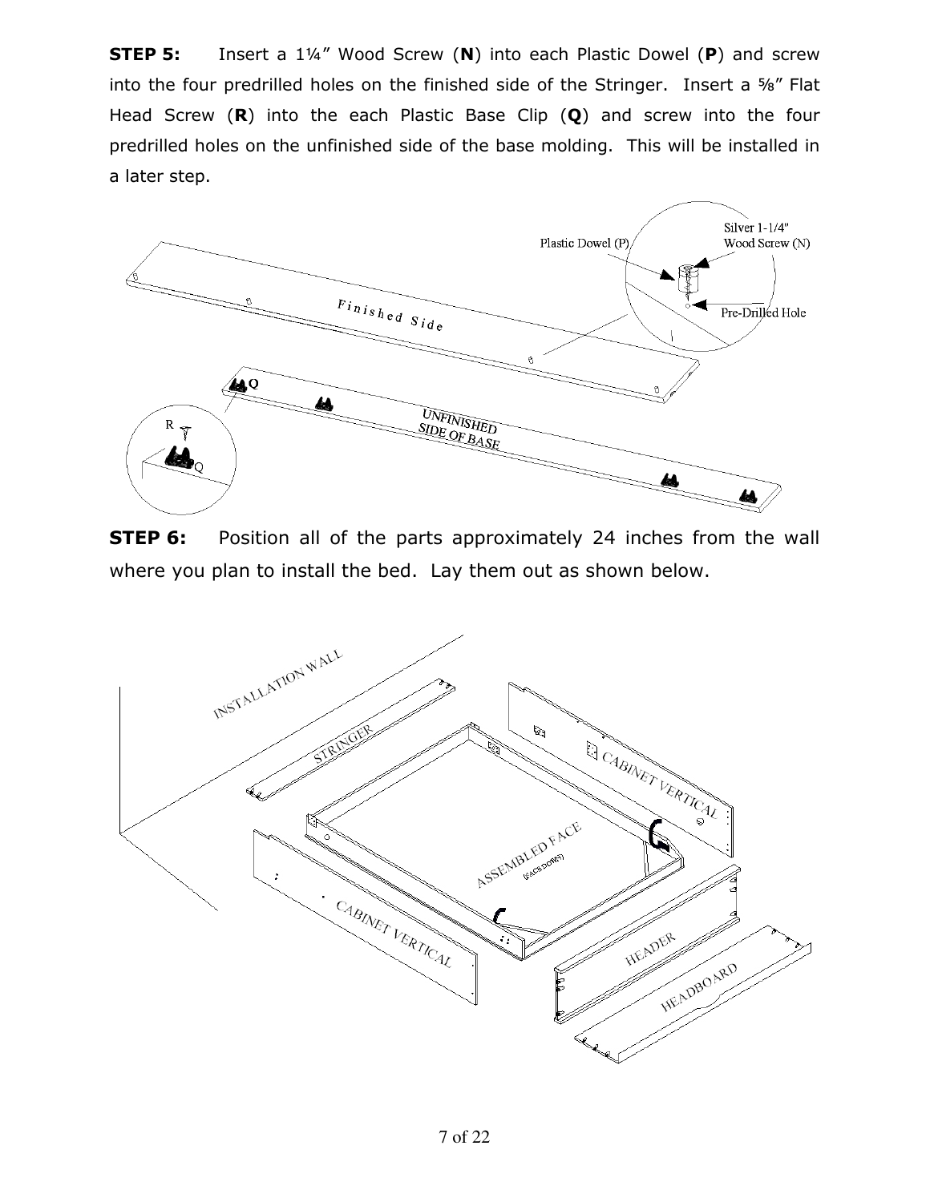**STEP 5:** Insert a 1¼” Wood Screw (**N**) into each Plastic Dowel (**P**) and screw into the four predrilled holes on the finished side of the Stringer. Insert a ⅝” Flat Head Screw (**R**) into the each Plastic Base Clip (**Q**) and screw into the four predrilled holes on the unfinished side of the base molding. This will be installed in a later step.

**STEP 6:** Position all of the parts approximately 24 inches from the wall where you plan to install the bed. Lay them out as shown below.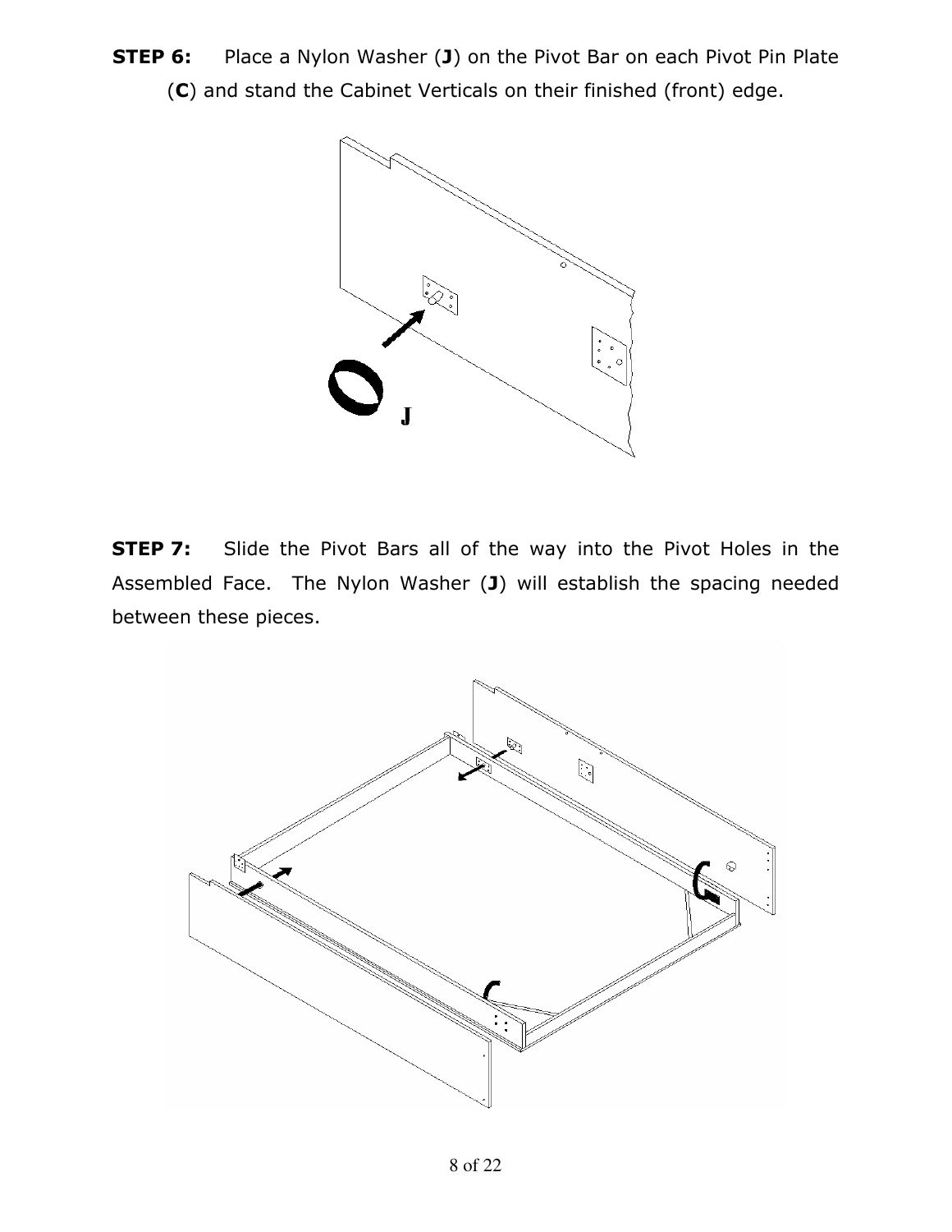**STEP 6:** Place a Nylon Washer (**J**) on the Pivot Bar on each Pivot Pin Plate (**C**) and stand the Cabinet Verticals on their finished (front) edge.

**STEP 7:** Slide the Pivot Bars all of the way into the Pivot Holes in the Assembled Face. The Nylon Washer (**J**) will establish the spacing needed between these pieces.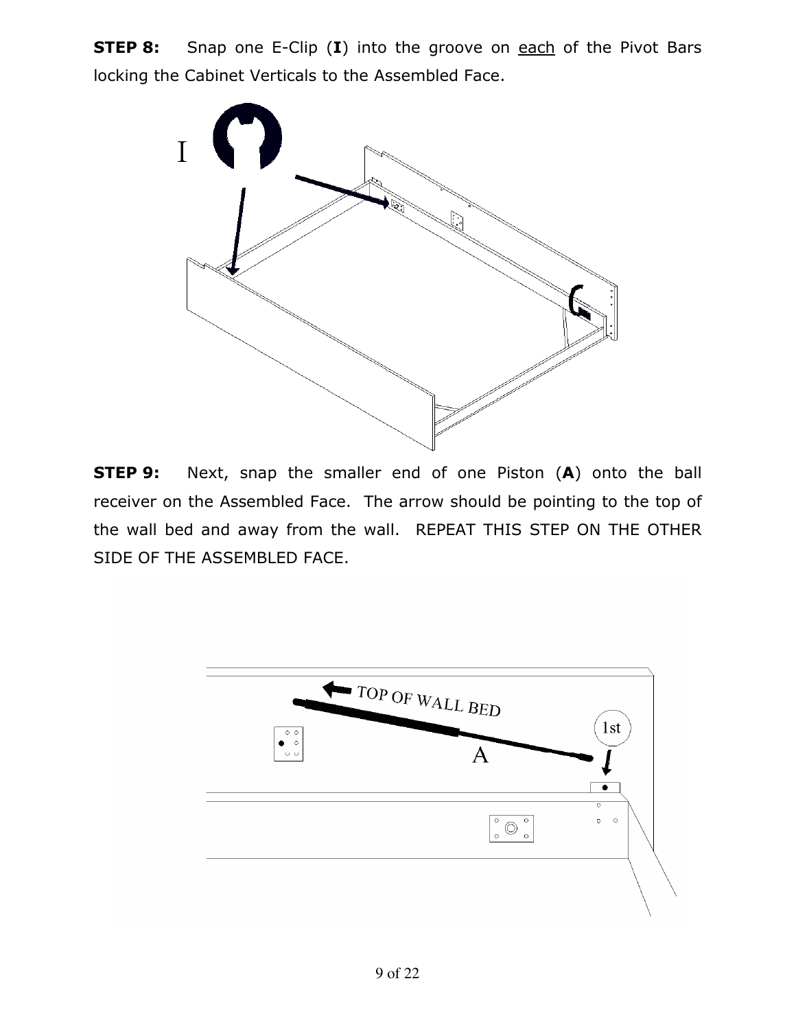**STEP 8:** Snap one E-Clip (**I**) into the groove on <u>each</u> of the Pivot Bars locking the Cabinet Verticals to the Assembled Face.

**STEP 9:** Next, snap the smaller end of one Piston (**A**) onto the ball receiver on the Assembled Face. The arrow should be pointing to the top of the wall bed and away from the wall. REPEAT THIS STEP ON THE OTHER SIDE OF THE ASSEMBLED FACE.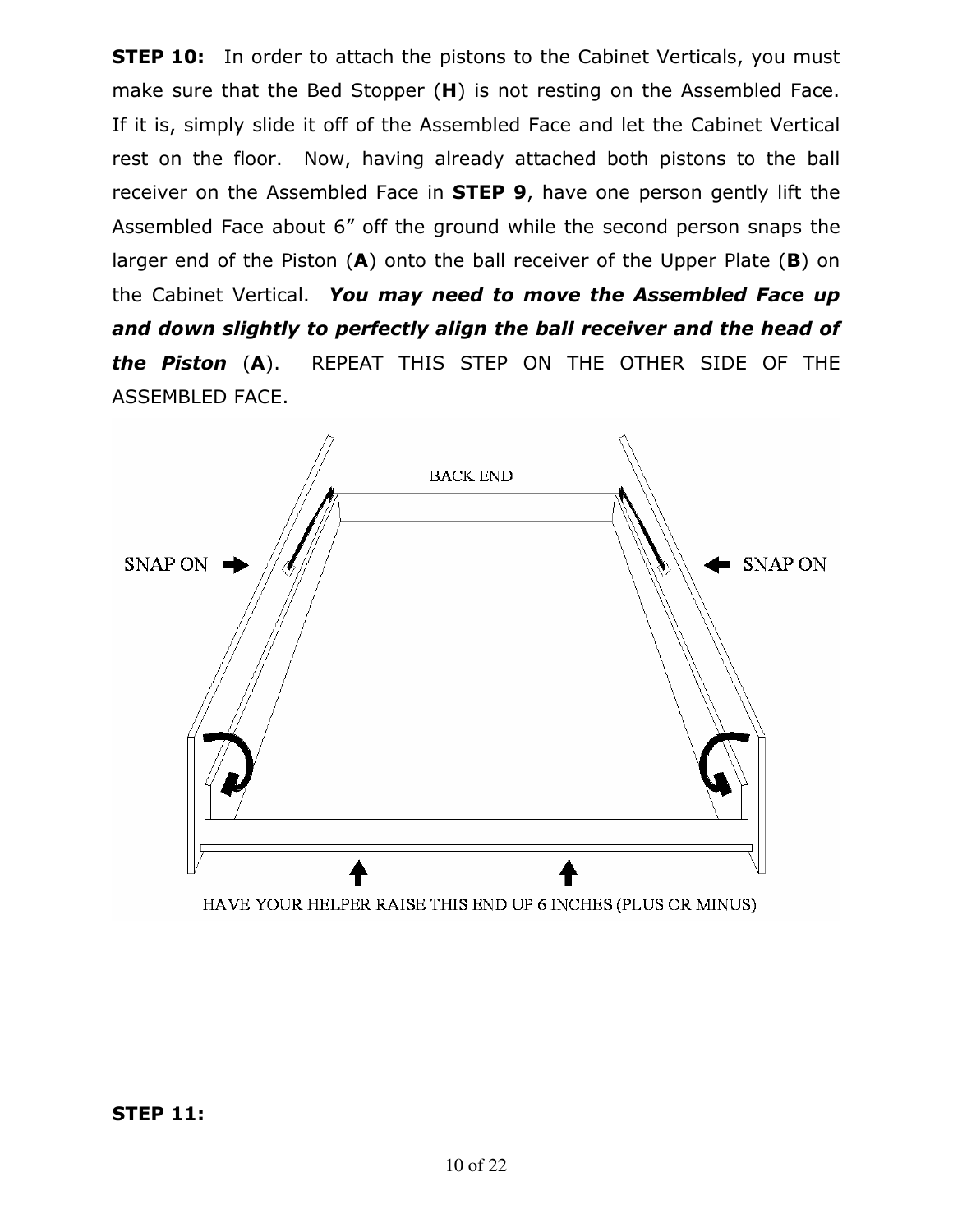**STEP 10:** In order to attach the pistons to the Cabinet Verticals, you must make sure that the Bed Stopper (**H**) is not resting on the Assembled Face. If it is, simply slide it off of the Assembled Face and let the Cabinet Vertical rest on the floor. Now, having already attached both pistons to the ball receiver on the Assembled Face in **STEP 9**, have one person gently lift the Assembled Face about 6" off the ground while the second person snaps the larger end of the Piston (**A**) onto the ball receiver of the Upper Plate (**B**) on the Cabinet Vertical. ***You may need to move the Assembled Face up and down slightly to perfectly align the ball receiver and the head of the Piston*** (**A**). REPEAT THIS STEP ON THE OTHER SIDE OF THE ASSEMBLED FACE.

BACK END

SNAP ON

SNAP ON

HAVE YOUR HELPER RAISE THIS END UP 6 INCHES (PLUS OR MINUS)

**STEP 11:**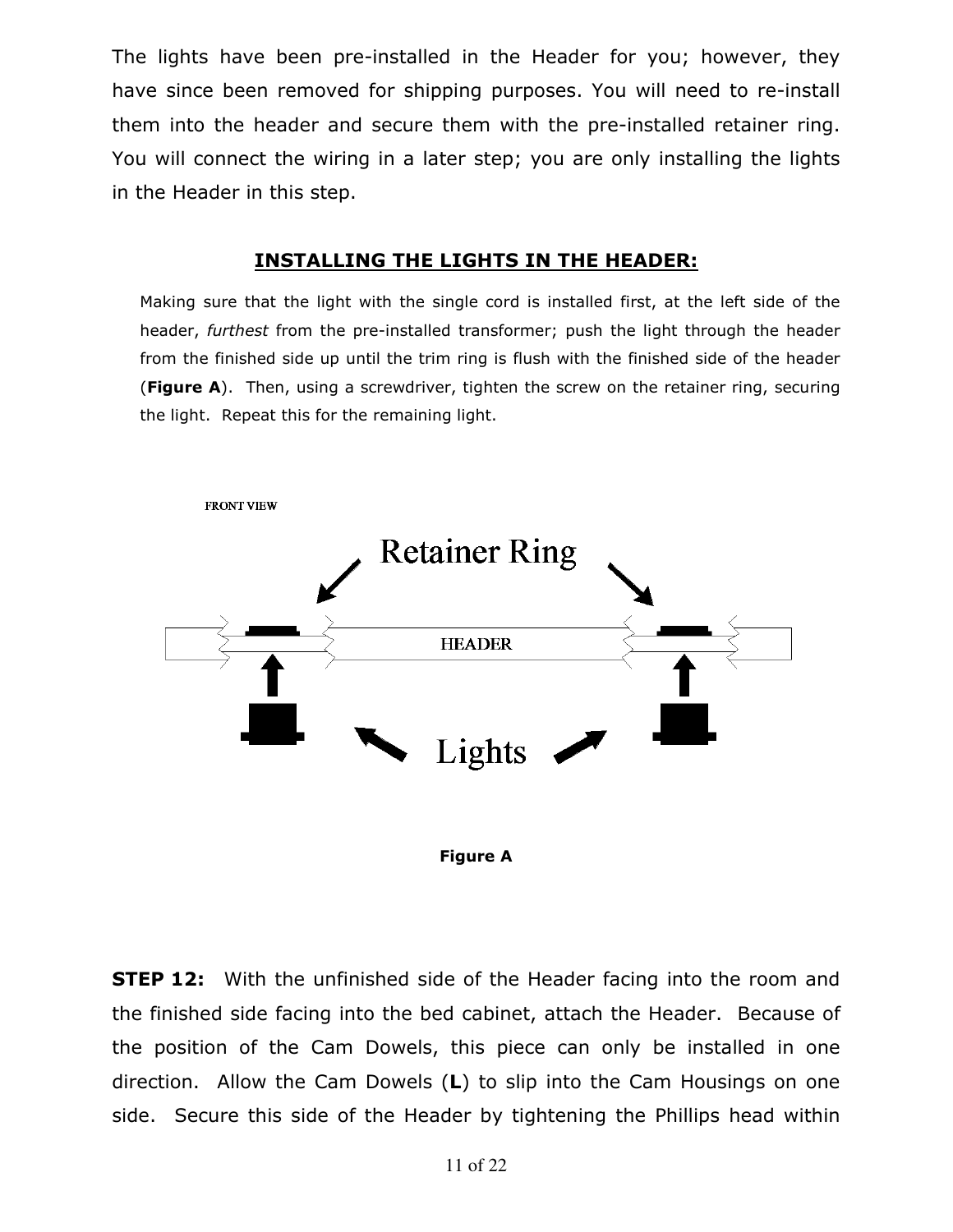The lights have been pre-installed in the Header for you; however, they have since been removed for shipping purposes. You will need to re-install them into the header and secure them with the pre-installed retainer ring. You will connect the wiring in a later step; you are only installing the lights in the Header in this step.

## INSTALLING THE LIGHTS IN THE HEADER:

Making sure that the light with the single cord is installed first, at the left side of the header, *furthest* from the pre-installed transformer; push the light through the header from the finished side up until the trim ring is flush with the finished side of the header (**Figure A**). Then, using a screwdriver, tighten the screw on the retainer ring, securing the light. Repeat this for the remaining light.

FRONT VIEW

Retainer Ring

HEADER

Lights

**Figure A**

**STEP 12:** With the unfinished side of the Header facing into the room and the finished side facing into the bed cabinet, attach the Header. Because of the position of the Cam Dowels, this piece can only be installed in one direction. Allow the Cam Dowels (**L**) to slip into the Cam Housings on one side. Secure this side of the Header by tightening the Phillips head within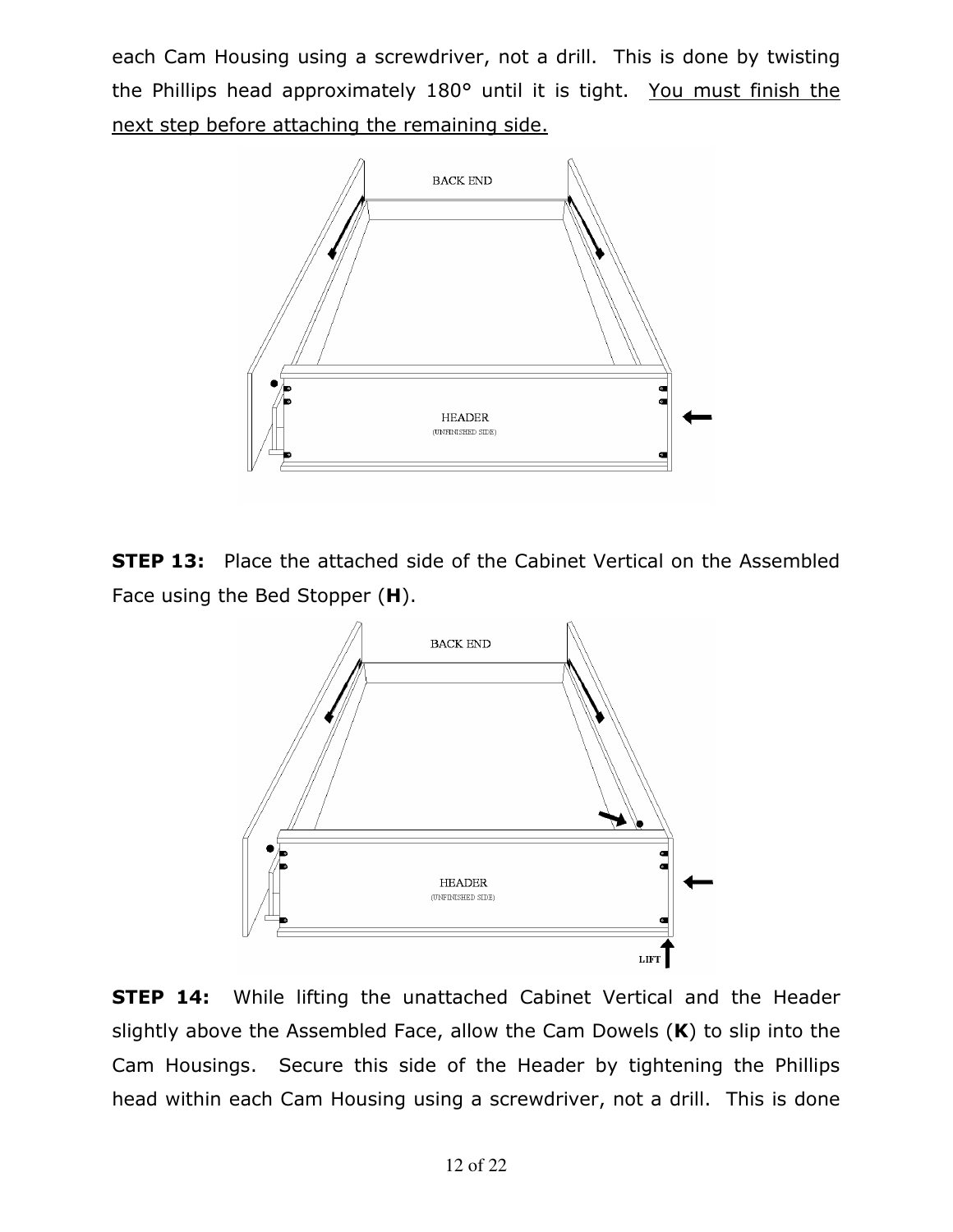each Cam Housing using a screwdriver, not a drill. This is done by twisting the Phillips head approximately 180° until it is tight. <u>You must finish the next step before attaching the remaining side.</u>

**STEP 13:** Place the attached side of the Cabinet Vertical on the Assembled Face using the Bed Stopper (**H**).

**STEP 14:** While lifting the unattached Cabinet Vertical and the Header slightly above the Assembled Face, allow the Cam Dowels (**K**) to slip into the Cam Housings. Secure this side of the Header by tightening the Phillips head within each Cam Housing using a screwdriver, not a drill. This is done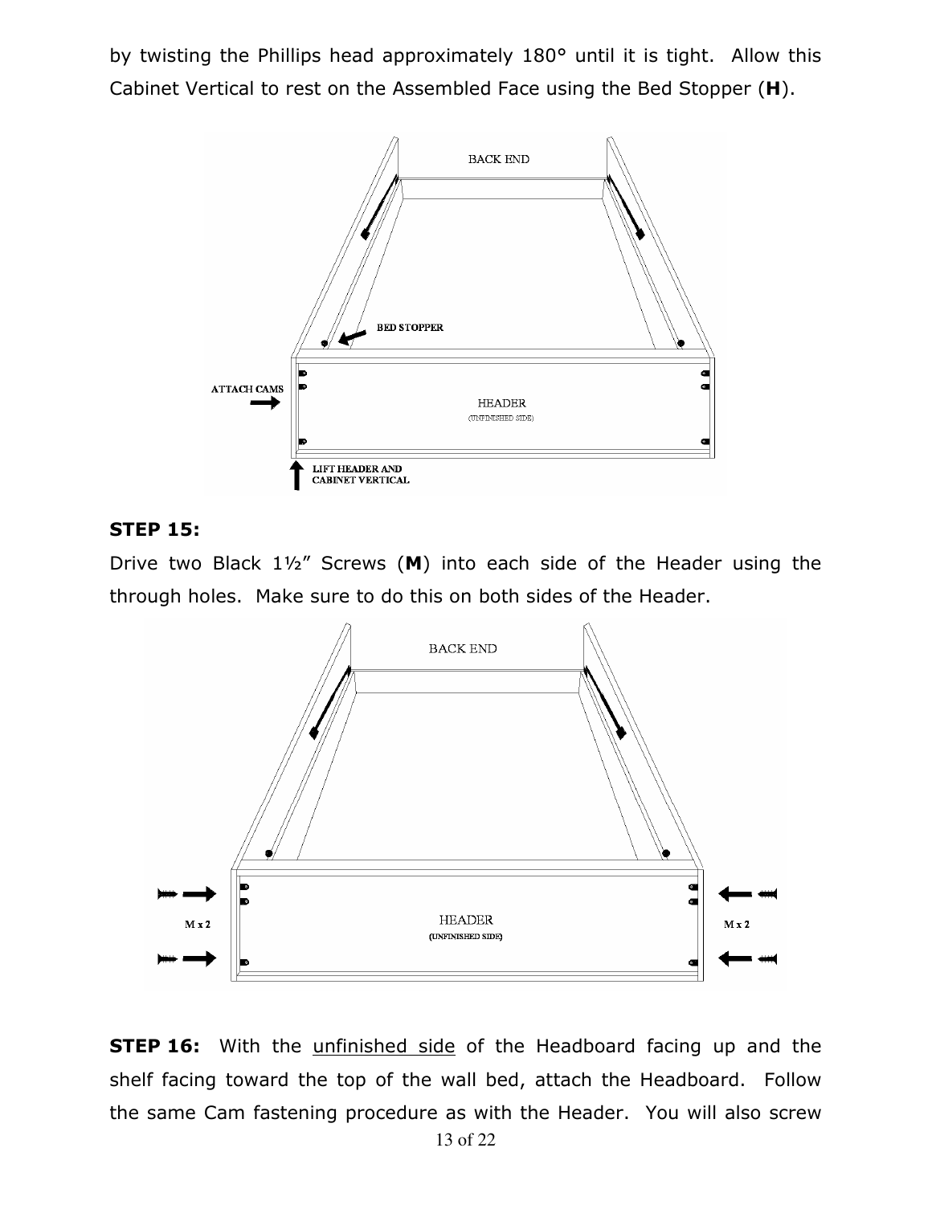by twisting the Phillips head approximately 180° until it is tight. Allow this Cabinet Vertical to rest on the Assembled Face using the Bed Stopper (**H**).

**STEP 15:**

Drive two Black 1½" Screws (**M**) into each side of the Header using the through holes. Make sure to do this on both sides of the Header.

**STEP 16:** With the unfinished side of the Headboard facing up and the shelf facing toward the top of the wall bed, attach the Headboard. Follow the same Cam fastening procedure as with the Header. You will also screw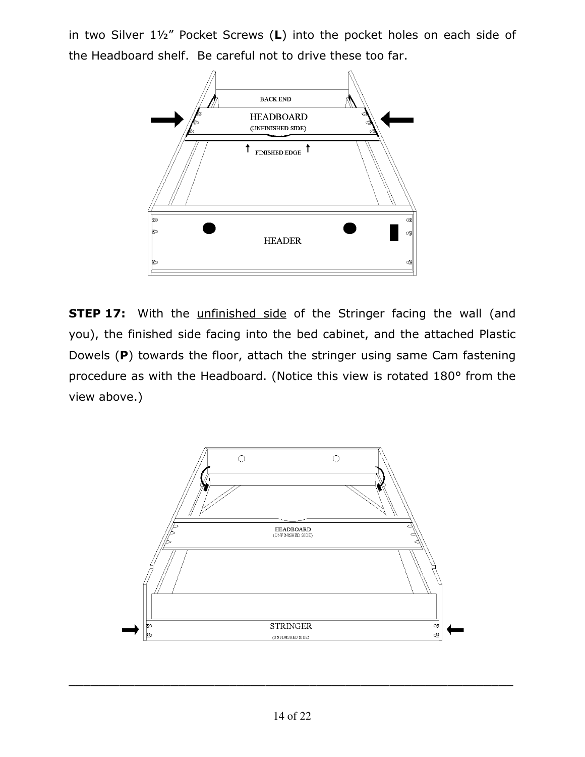in two Silver 1½" Pocket Screws (**L**) into the pocket holes on each side of the Headboard shelf. Be careful not to drive these too far.

**STEP 17:** With the unfinished side of the Stringer facing the wall (and you), the finished side facing into the bed cabinet, and the attached Plastic Dowels (**P**) towards the floor, attach the stringer using same Cam fastening procedure as with the Headboard. (Notice this view is rotated 180° from the view above.)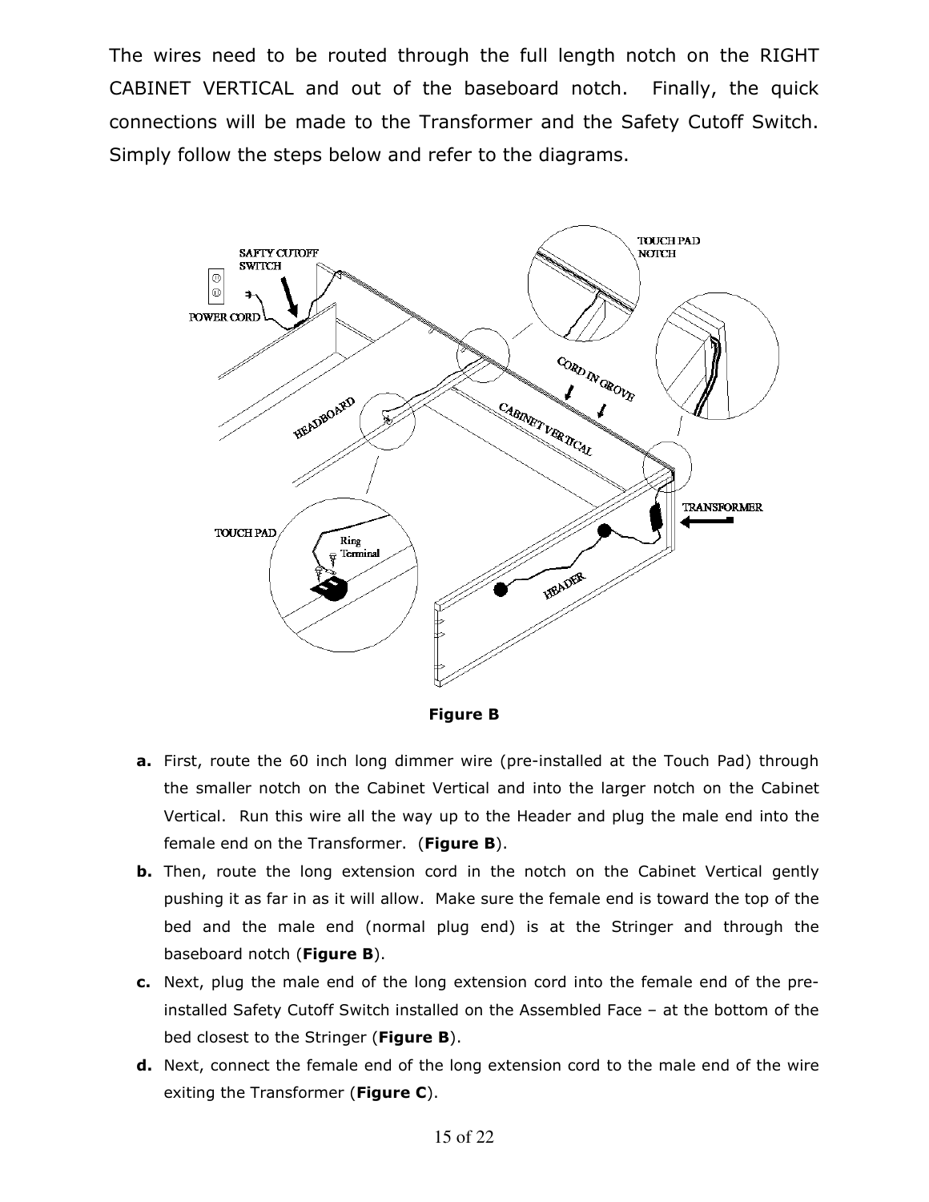The wires need to be routed through the full length notch on the RIGHT CABINET VERTICAL and out of the baseboard notch. Finally, the quick connections will be made to the Transformer and the Safety Cutoff Switch. Simply follow the steps below and refer to the diagrams.

**Figure B**

**a.** First, route the 60 inch long dimmer wire (pre-installed at the Touch Pad) through the smaller notch on the Cabinet Vertical and into the larger notch on the Cabinet Vertical. Run this wire all the way up to the Header and plug the male end into the female end on the Transformer. (**Figure B**).

**b.** Then, route the long extension cord in the notch on the Cabinet Vertical gently pushing it as far in as it will allow. Make sure the female end is toward the top of the bed and the male end (normal plug end) is at the Stringer and through the baseboard notch (**Figure B**).

**c.** Next, plug the male end of the long extension cord into the female end of the pre-installed Safety Cutoff Switch installed on the Assembled Face – at the bottom of the bed closest to the Stringer (**Figure B**).

**d.** Next, connect the female end of the long extension cord to the male end of the wire exiting the Transformer (**Figure C**).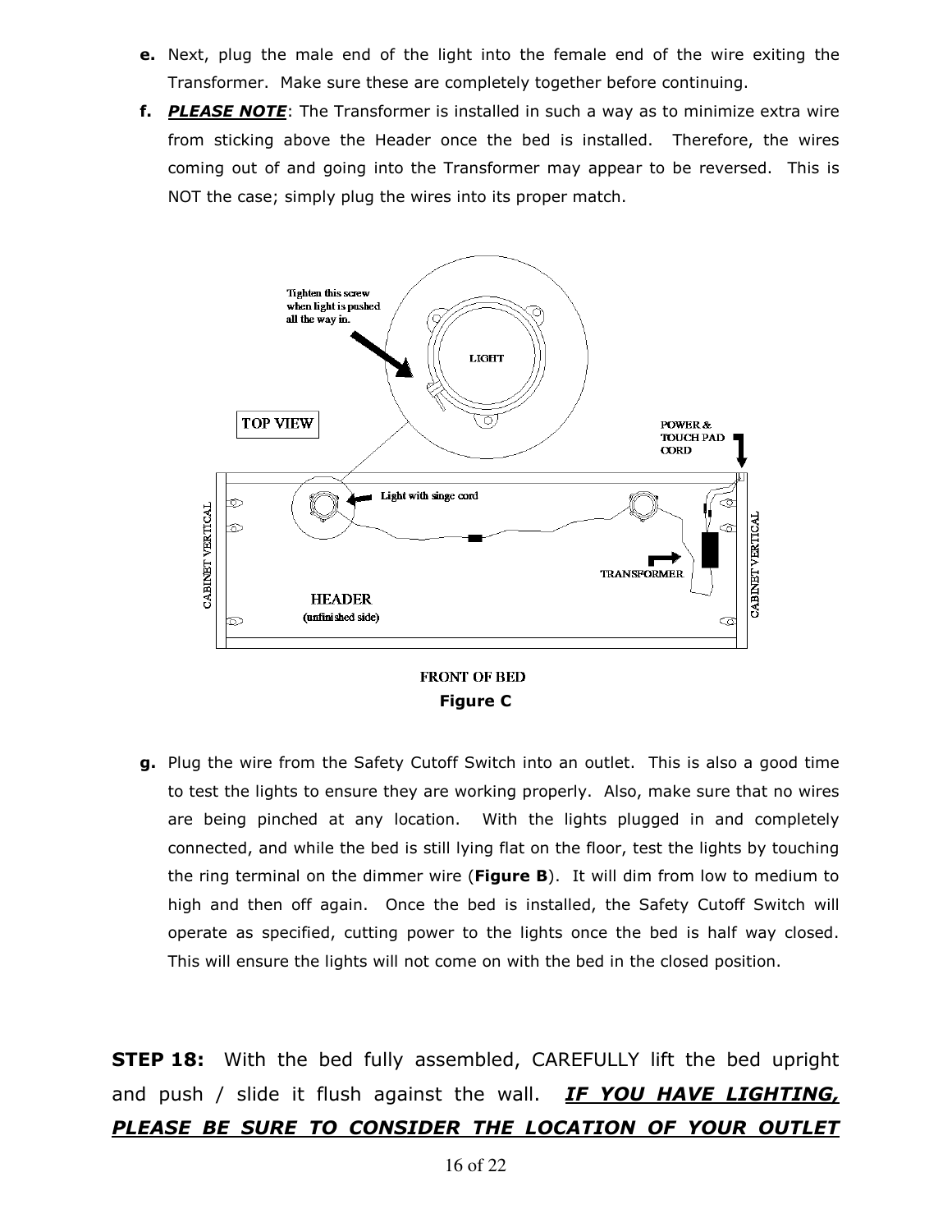**e.** Next, plug the male end of the light into the female end of the wire exiting the Transformer. Make sure these are completely together before continuing.

**f.** ***PLEASE NOTE***: The Transformer is installed in such a way as to minimize extra wire from sticking above the Header once the bed is installed. Therefore, the wires coming out of and going into the Transformer may appear to be reversed. This is NOT the case; simply plug the wires into its proper match.

**Figure C**

**g.** Plug the wire from the Safety Cutoff Switch into an outlet. This is also a good time to test the lights to ensure they are working properly. Also, make sure that no wires are being pinched at any location. With the lights plugged in and completely connected, and while the bed is still lying flat on the floor, test the lights by touching the ring terminal on the dimmer wire (**Figure B**). It will dim from low to medium to high and then off again. Once the bed is installed, the Safety Cutoff Switch will operate as specified, cutting power to the lights once the bed is half way closed. This will ensure the lights will not come on with the bed in the closed position.

**STEP 18:** With the bed fully assembled, CAREFULLY lift the bed upright and push / slide it flush against the wall. ***IF YOU HAVE LIGHTING, PLEASE BE SURE TO CONSIDER THE LOCATION OF YOUR OUTLET***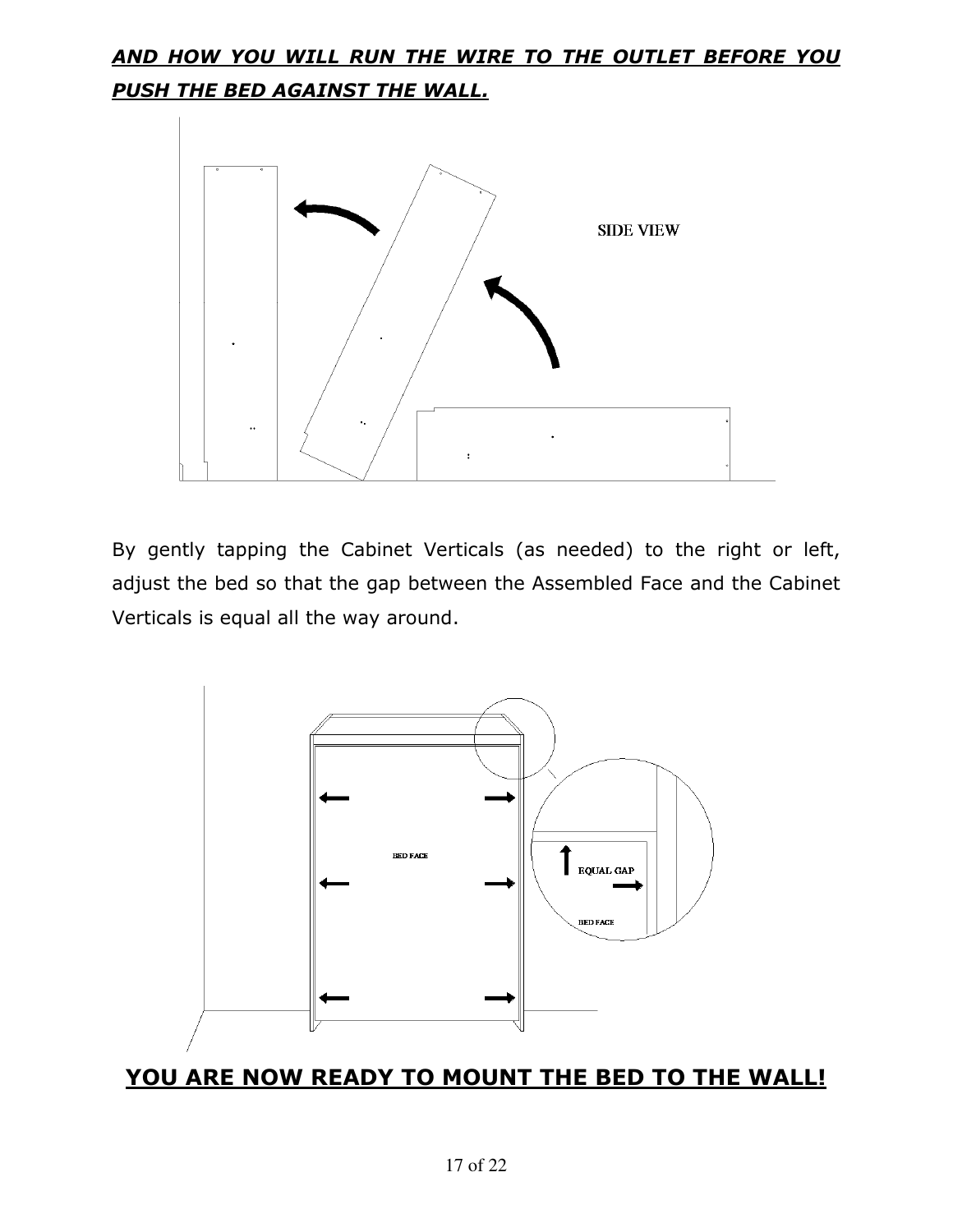***AND HOW YOU WILL RUN THE WIRE TO THE OUTLET BEFORE YOU PUSH THE BED AGAINST THE WALL.***

By gently tapping the Cabinet Verticals (as needed) to the right or left, adjust the bed so that the gap between the Assembled Face and the Cabinet Verticals is equal all the way around.

## **YOU ARE NOW READY TO MOUNT THE BED TO THE WALL!**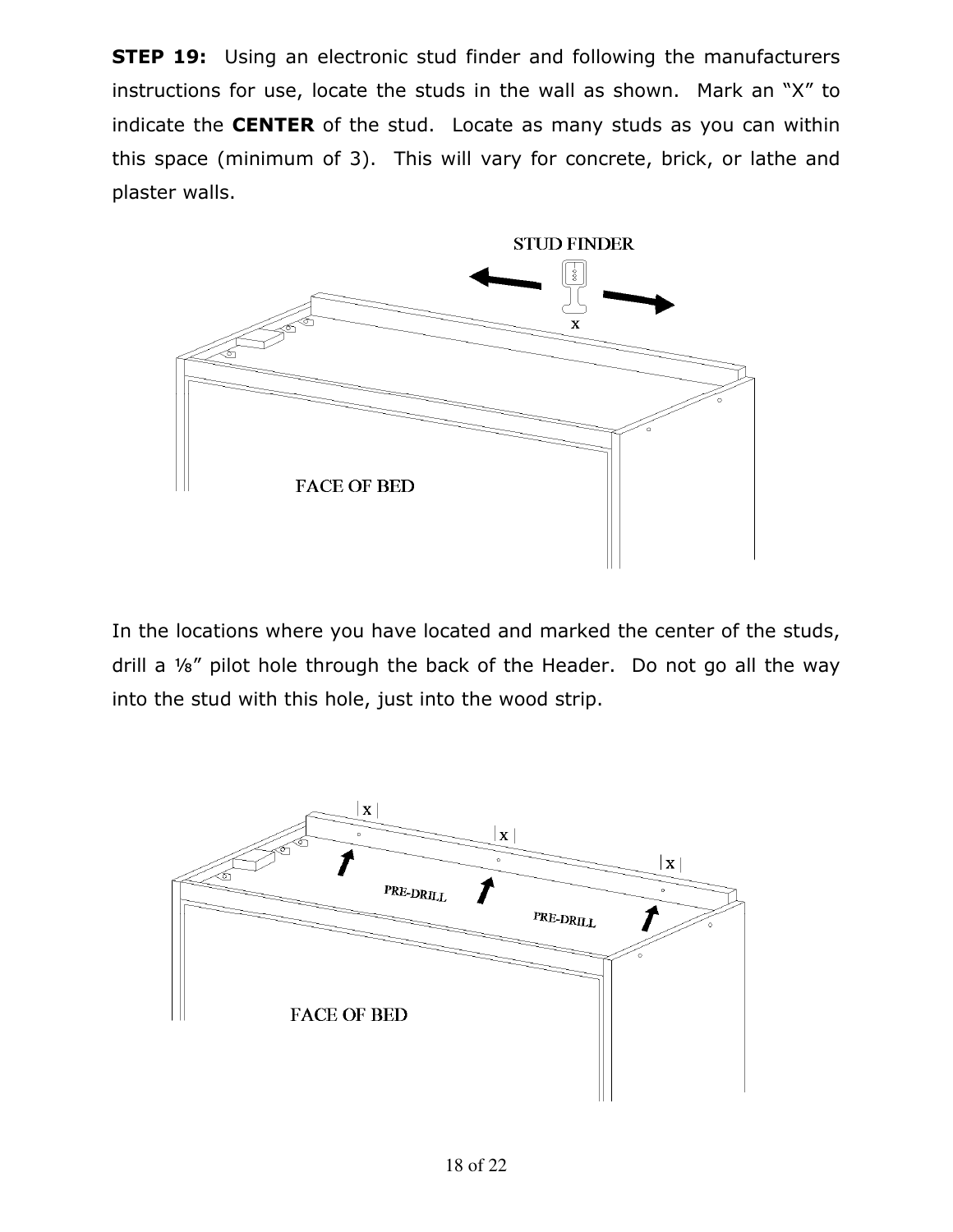**STEP 19:** Using an electronic stud finder and following the manufacturers instructions for use, locate the studs in the wall as shown. Mark an "X" to indicate the **CENTER** of the stud. Locate as many studs as you can within this space (minimum of 3). This will vary for concrete, brick, or lathe and plaster walls.

In the locations where you have located and marked the center of the studs, drill a ⅛" pilot hole through the back of the Header. Do not go all the way into the stud with this hole, just into the wood strip.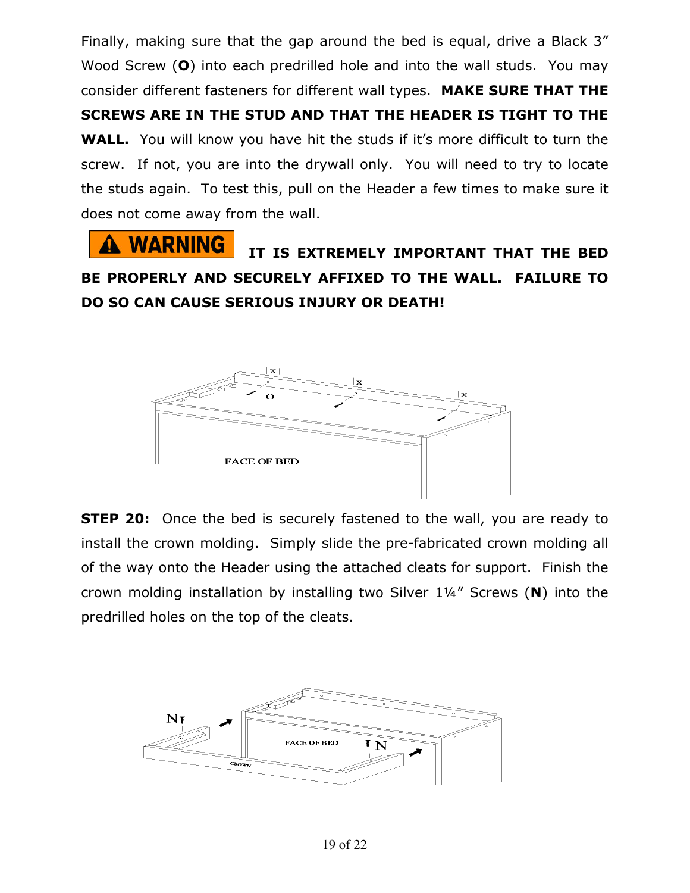Finally, making sure that the gap around the bed is equal, drive a Black 3” Wood Screw (**O**) into each predrilled hole and into the wall studs. You may consider different fasteners for different wall types. **MAKE SURE THAT THE SCREWS ARE IN THE STUD AND THAT THE HEADER IS TIGHT TO THE WALL.** You will know you have hit the studs if it’s more difficult to turn the screw. If not, you are into the drywall only. You will need to try to locate the studs again. To test this, pull on the Header a few times to make sure it does not come away from the wall.

**⚠ WARNING IT IS EXTREMELY IMPORTANT THAT THE BED BE PROPERLY AND SECURELY AFFIXED TO THE WALL. FAILURE TO DO SO CAN CAUSE SERIOUS INJURY OR DEATH!**

**STEP 20:** Once the bed is securely fastened to the wall, you are ready to install the crown molding. Simply slide the pre-fabricated crown molding all of the way onto the Header using the attached cleats for support. Finish the crown molding installation by installing two Silver 1¼” Screws (**N**) into the predrilled holes on the top of the cleats.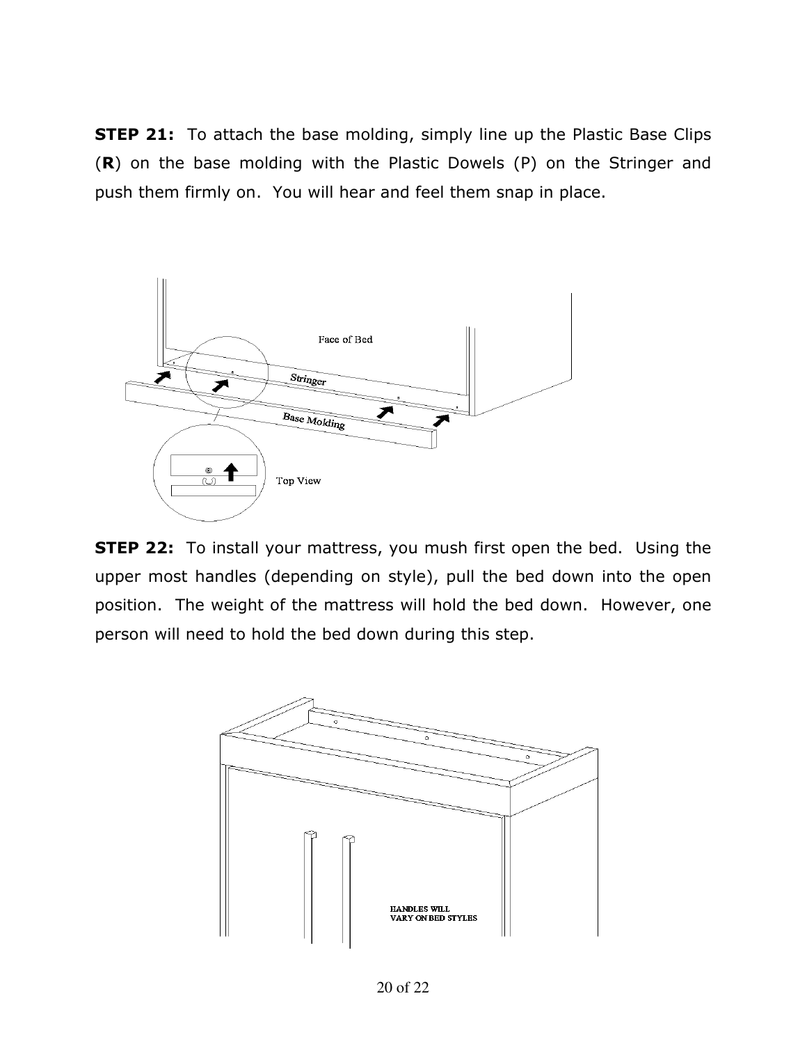**STEP 21:** To attach the base molding, simply line up the Plastic Base Clips (**R**) on the base molding with the Plastic Dowels (P) on the Stringer and push them firmly on. You will hear and feel them snap in place.

**STEP 22:** To install your mattress, you mush first open the bed. Using the upper most handles (depending on style), pull the bed down into the open position. The weight of the mattress will hold the bed down. However, one person will need to hold the bed down during this step.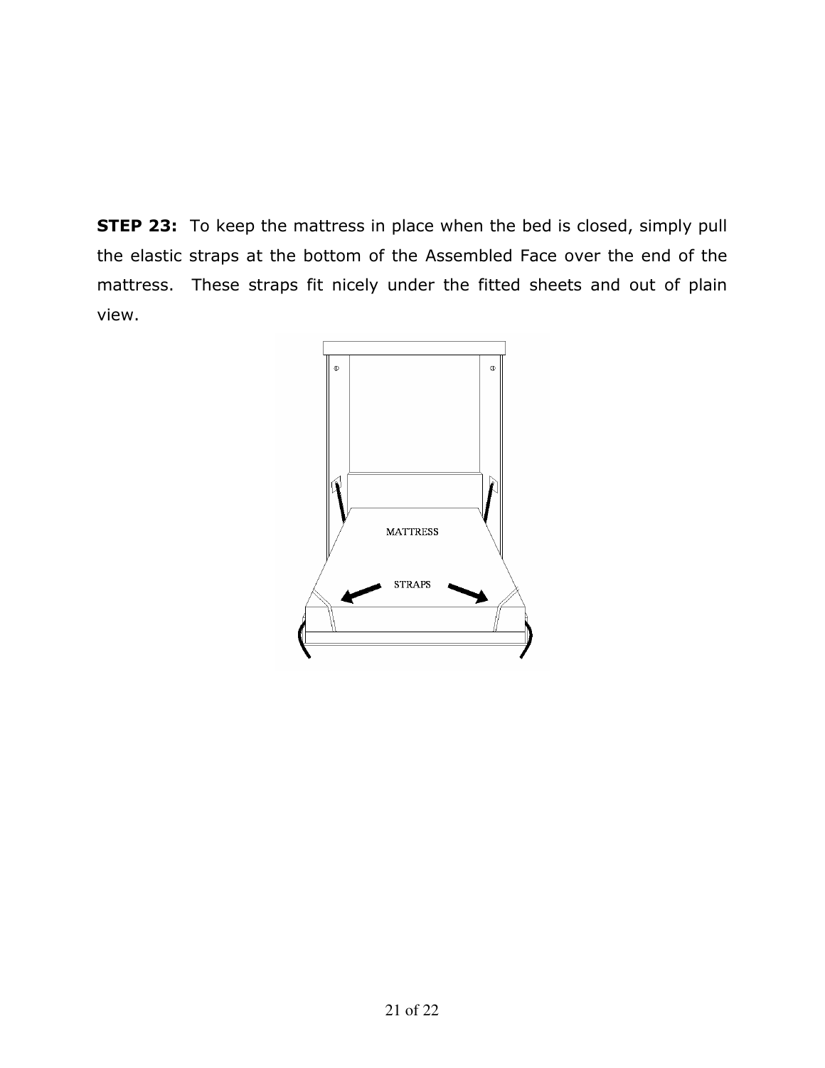**STEP 23:** To keep the mattress in place when the bed is closed, simply pull the elastic straps at the bottom of the Assembled Face over the end of the mattress. These straps fit nicely under the fitted sheets and out of plain view.

MATTRESS

STRAPS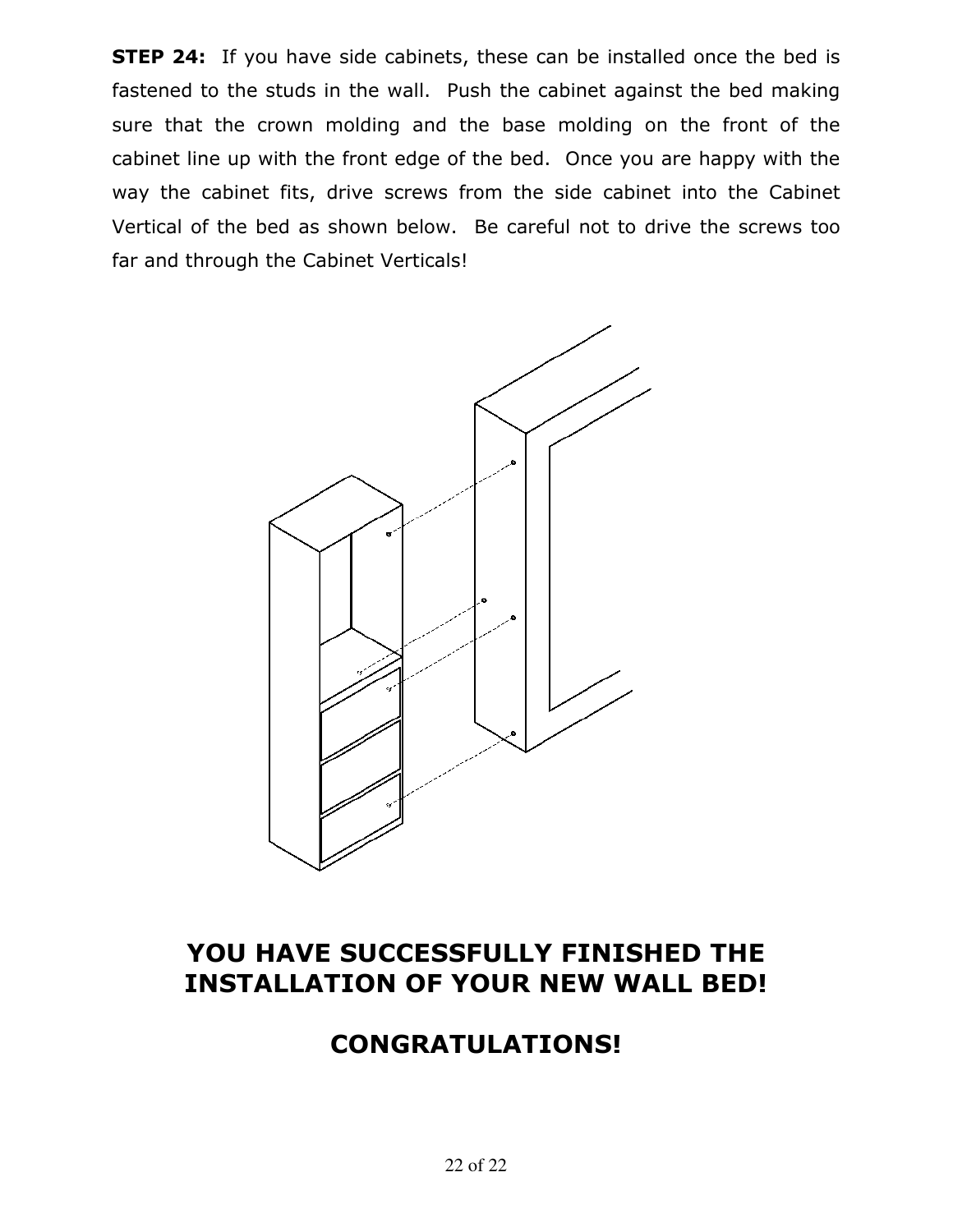**STEP 24:** If you have side cabinets, these can be installed once the bed is fastened to the studs in the wall. Push the cabinet against the bed making sure that the crown molding and the base molding on the front of the cabinet line up with the front edge of the bed. Once you are happy with the way the cabinet fits, drive screws from the side cabinet into the Cabinet Vertical of the bed as shown below. Be careful not to drive the screws too far and through the Cabinet Verticals!

## YOU HAVE SUCCESSFULLY FINISHED THE INSTALLATION OF YOUR NEW WALL BED!

## CONGRATULATIONS!